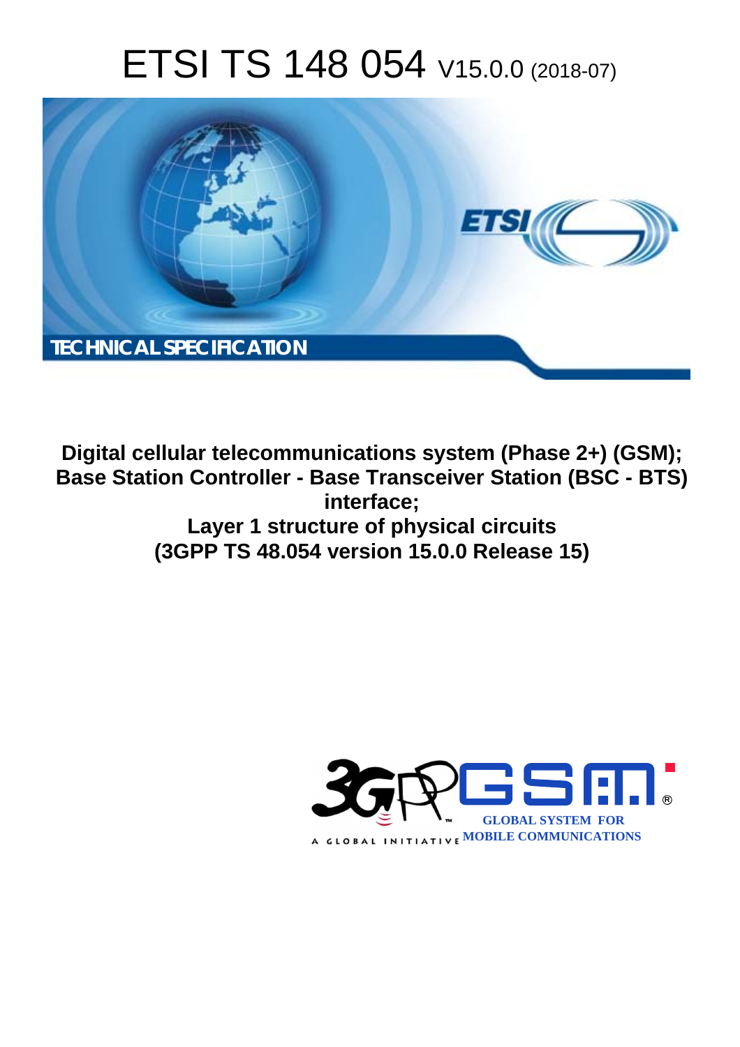# ETSI TS 148 054 V15.0.0 (2018-07)

TECHNICAL SPECIFICATION

**Digital cellular telecommunications system (Phase 2+) (GSM); Base Station Controller - Base Transceiver Station (BSC - BTS) interface; Layer 1 structure of physical circuits (3GPP TS 48.054 version 15.0.0 Release 15)**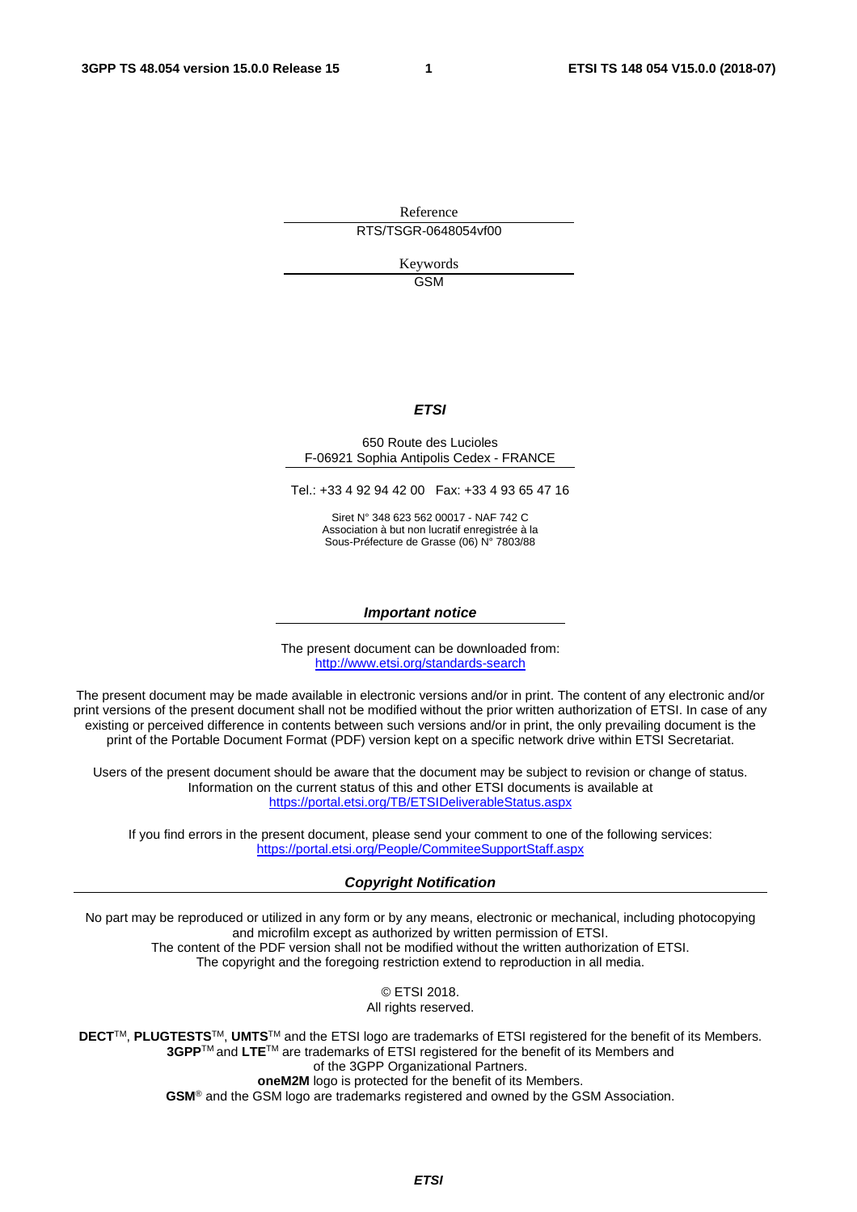Reference

RTS/TSGR-0648054vf00

Keywords

GSM

***ETSI***

650 Route des Lucioles
F-06921 Sophia Antipolis Cedex - FRANCE

Tel.: +33 4 92 94 42 00   Fax: +33 4 93 65 47 16

Siret N° 348 623 562 00017 - NAF 742 C
Association à but non lucratif enregistrée à la
Sous-Préfecture de Grasse (06) N° 7803/88

***Important notice***

The present document can be downloaded from:
http://www.etsi.org/standards-search

The present document may be made available in electronic versions and/or in print. The content of any electronic and/or print versions of the present document shall not be modified without the prior written authorization of ETSI. In case of any existing or perceived difference in contents between such versions and/or in print, the only prevailing document is the print of the Portable Document Format (PDF) version kept on a specific network drive within ETSI Secretariat.

Users of the present document should be aware that the document may be subject to revision or change of status. Information on the current status of this and other ETSI documents is available at
https://portal.etsi.org/TB/ETSIDeliverableStatus.aspx

If you find errors in the present document, please send your comment to one of the following services:
https://portal.etsi.org/People/CommiteeSupportStaff.aspx

***Copyright Notification***

No part may be reproduced or utilized in any form or by any means, electronic or mechanical, including photocopying and microfilm except as authorized by written permission of ETSI.
The content of the PDF version shall not be modified without the written authorization of ETSI.
The copyright and the foregoing restriction extend to reproduction in all media.

© ETSI 2018.
All rights reserved.

**DECT**TM, **PLUGTESTS**TM, **UMTS**TM and the ETSI logo are trademarks of ETSI registered for the benefit of its Members.
**3GPP**TM and **LTE**TM are trademarks of ETSI registered for the benefit of its Members and
of the 3GPP Organizational Partners.
**oneM2M** logo is protected for the benefit of its Members.
**GSM**® and the GSM logo are trademarks registered and owned by the GSM Association.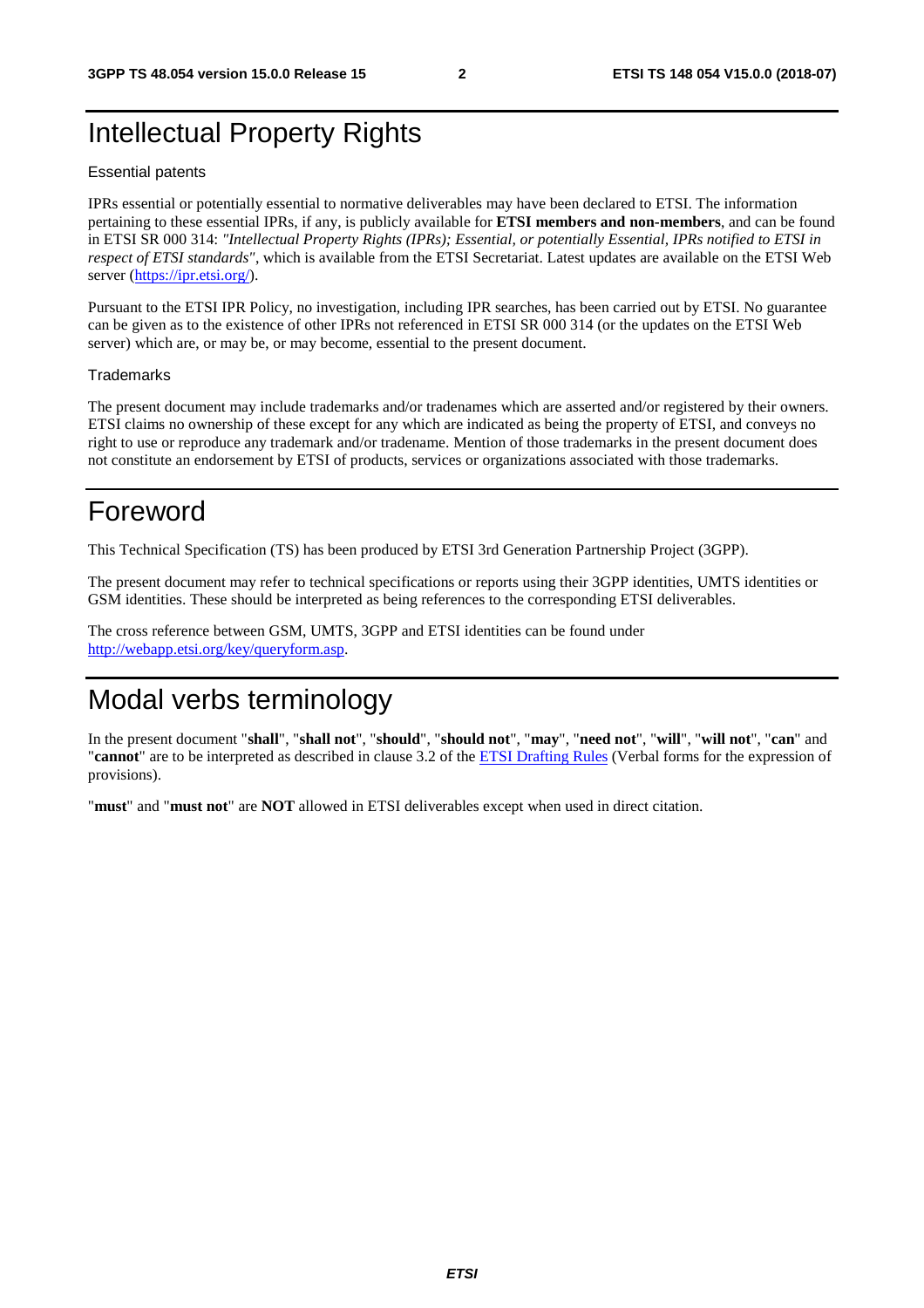# Intellectual Property Rights

Essential patents

IPRs essential or potentially essential to normative deliverables may have been declared to ETSI. The information pertaining to these essential IPRs, if any, is publicly available for **ETSI members and non-members**, and can be found in ETSI SR 000 314: *"Intellectual Property Rights (IPRs); Essential, or potentially Essential, IPRs notified to ETSI in respect of ETSI standards"*, which is available from the ETSI Secretariat. Latest updates are available on the ETSI Web server (https://ipr.etsi.org/).

Pursuant to the ETSI IPR Policy, no investigation, including IPR searches, has been carried out by ETSI. No guarantee can be given as to the existence of other IPRs not referenced in ETSI SR 000 314 (or the updates on the ETSI Web server) which are, or may be, or may become, essential to the present document.

Trademarks

The present document may include trademarks and/or tradenames which are asserted and/or registered by their owners. ETSI claims no ownership of these except for any which are indicated as being the property of ETSI, and conveys no right to use or reproduce any trademark and/or tradename. Mention of those trademarks in the present document does not constitute an endorsement by ETSI of products, services or organizations associated with those trademarks.

# Foreword

This Technical Specification (TS) has been produced by ETSI 3rd Generation Partnership Project (3GPP).

The present document may refer to technical specifications or reports using their 3GPP identities, UMTS identities or GSM identities. These should be interpreted as being references to the corresponding ETSI deliverables.

The cross reference between GSM, UMTS, 3GPP and ETSI identities can be found under http://webapp.etsi.org/key/queryform.asp.

# Modal verbs terminology

In the present document "**shall**", "**shall not**", "**should**", "**should not**", "**may**", "**need not**", "**will**", "**will not**", "**can**" and "**cannot**" are to be interpreted as described in clause 3.2 of the ETSI Drafting Rules (Verbal forms for the expression of provisions).

"**must**" and "**must not**" are **NOT** allowed in ETSI deliverables except when used in direct citation.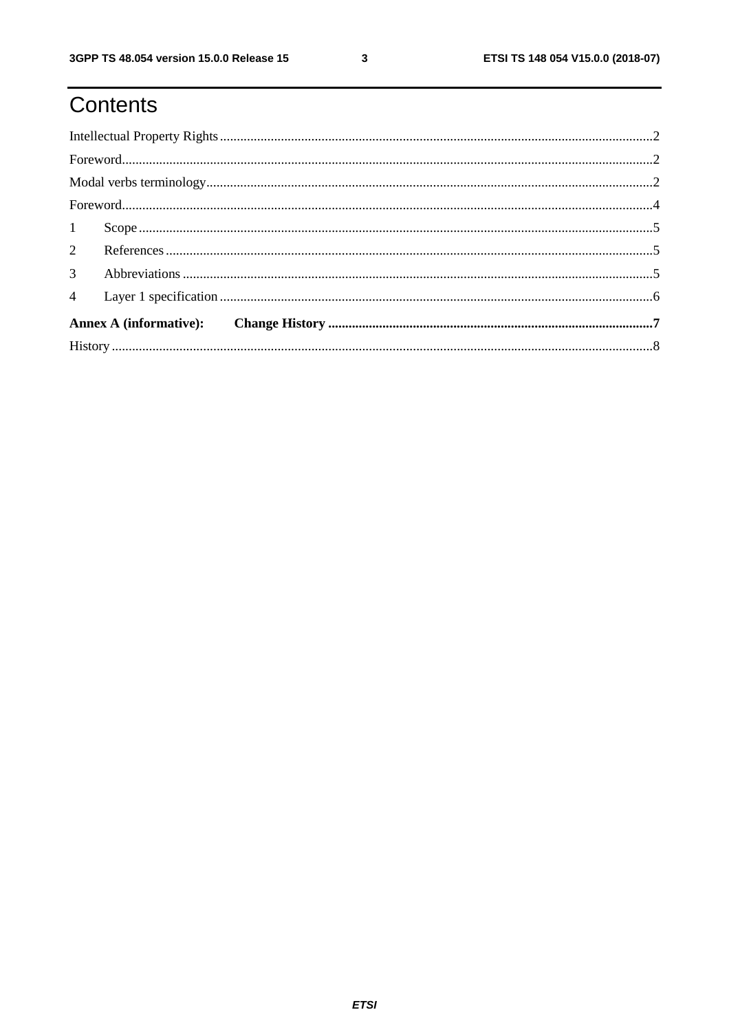# Contents

Intellectual Property Rights .....2

Foreword.....2

Modal verbs terminology.....2

Foreword.....4

1 Scope.....5

2 References.....5

3 Abbreviations.....5

4 Layer 1 specification.....6

**Annex A (informative): Change History.....7**

History.....8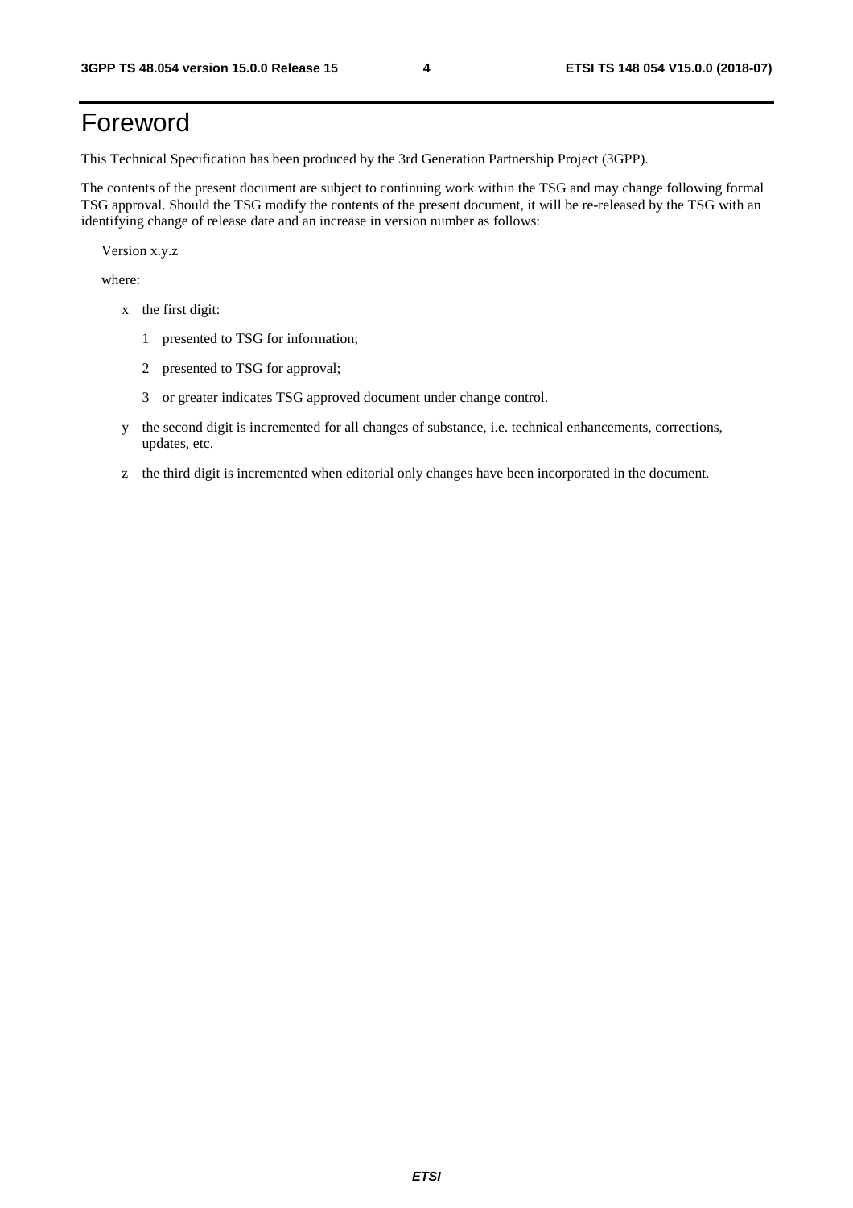# Foreword

This Technical Specification has been produced by the 3rd Generation Partnership Project (3GPP).

The contents of the present document are subject to continuing work within the TSG and may change following formal TSG approval. Should the TSG modify the contents of the present document, it will be re-released by the TSG with an identifying change of release date and an increase in version number as follows:

Version x.y.z

where:

- x the first digit:
  - 1 presented to TSG for information;
  - 2 presented to TSG for approval;
  - 3 or greater indicates TSG approved document under change control.
- y the second digit is incremented for all changes of substance, i.e. technical enhancements, corrections, updates, etc.
- z the third digit is incremented when editorial only changes have been incorporated in the document.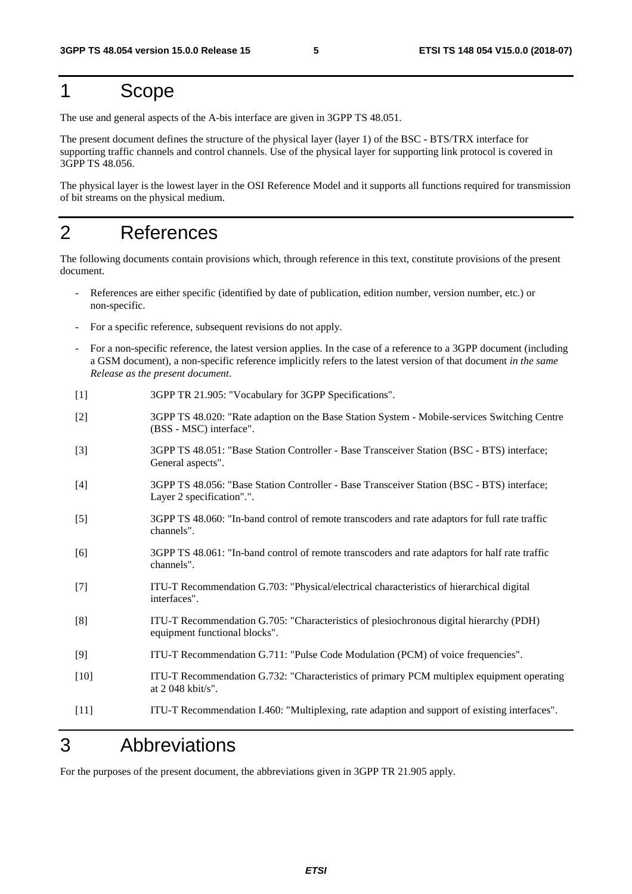# 1 Scope

The use and general aspects of the A-bis interface are given in 3GPP TS 48.051.

The present document defines the structure of the physical layer (layer 1) of the BSC - BTS/TRX interface for supporting traffic channels and control channels. Use of the physical layer for supporting link protocol is covered in 3GPP TS 48.056.

The physical layer is the lowest layer in the OSI Reference Model and it supports all functions required for transmission of bit streams on the physical medium.

# 2 References

The following documents contain provisions which, through reference in this text, constitute provisions of the present document.

- References are either specific (identified by date of publication, edition number, version number, etc.) or non-specific.
- For a specific reference, subsequent revisions do not apply.
- For a non-specific reference, the latest version applies. In the case of a reference to a 3GPP document (including a GSM document), a non-specific reference implicitly refers to the latest version of that document *in the same Release as the present document*.

[1] 3GPP TR 21.905: "Vocabulary for 3GPP Specifications".

[2] 3GPP TS 48.020: "Rate adaption on the Base Station System - Mobile-services Switching Centre (BSS - MSC) interface".

[3] 3GPP TS 48.051: "Base Station Controller - Base Transceiver Station (BSC - BTS) interface; General aspects".

[4] 3GPP TS 48.056: "Base Station Controller - Base Transceiver Station (BSC - BTS) interface; Layer 2 specification".".

[5] 3GPP TS 48.060: "In-band control of remote transcoders and rate adaptors for full rate traffic channels".

[6] 3GPP TS 48.061: "In-band control of remote transcoders and rate adaptors for half rate traffic channels".

[7] ITU-T Recommendation G.703: "Physical/electrical characteristics of hierarchical digital interfaces".

[8] ITU-T Recommendation G.705: "Characteristics of plesiochronous digital hierarchy (PDH) equipment functional blocks".

[9] ITU-T Recommendation G.711: "Pulse Code Modulation (PCM) of voice frequencies".

[10] ITU-T Recommendation G.732: "Characteristics of primary PCM multiplex equipment operating at 2 048 kbit/s".

[11] ITU-T Recommendation I.460: "Multiplexing, rate adaption and support of existing interfaces".

# 3 Abbreviations

For the purposes of the present document, the abbreviations given in 3GPP TR 21.905 apply.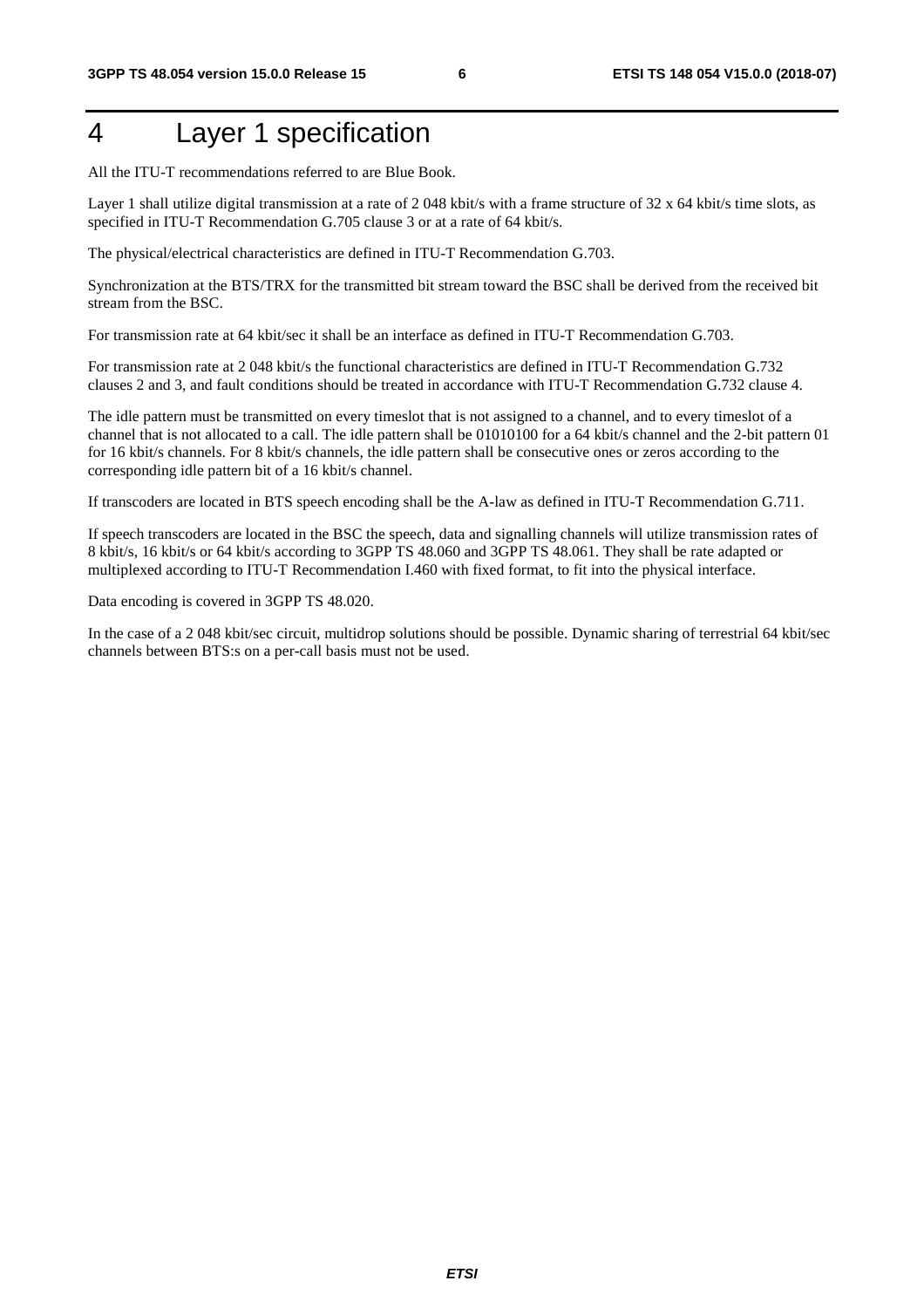# 4 Layer 1 specification

All the ITU-T recommendations referred to are Blue Book.

Layer 1 shall utilize digital transmission at a rate of 2 048 kbit/s with a frame structure of 32 x 64 kbit/s time slots, as specified in ITU-T Recommendation G.705 clause 3 or at a rate of 64 kbit/s.

The physical/electrical characteristics are defined in ITU-T Recommendation G.703.

Synchronization at the BTS/TRX for the transmitted bit stream toward the BSC shall be derived from the received bit stream from the BSC.

For transmission rate at 64 kbit/sec it shall be an interface as defined in ITU-T Recommendation G.703.

For transmission rate at 2 048 kbit/s the functional characteristics are defined in ITU-T Recommendation G.732 clauses 2 and 3, and fault conditions should be treated in accordance with ITU-T Recommendation G.732 clause 4.

The idle pattern must be transmitted on every timeslot that is not assigned to a channel, and to every timeslot of a channel that is not allocated to a call. The idle pattern shall be 01010100 for a 64 kbit/s channel and the 2-bit pattern 01 for 16 kbit/s channels. For 8 kbit/s channels, the idle pattern shall be consecutive ones or zeros according to the corresponding idle pattern bit of a 16 kbit/s channel.

If transcoders are located in BTS speech encoding shall be the A-law as defined in ITU-T Recommendation G.711.

If speech transcoders are located in the BSC the speech, data and signalling channels will utilize transmission rates of 8 kbit/s, 16 kbit/s or 64 kbit/s according to 3GPP TS 48.060 and 3GPP TS 48.061. They shall be rate adapted or multiplexed according to ITU-T Recommendation I.460 with fixed format, to fit into the physical interface.

Data encoding is covered in 3GPP TS 48.020.

In the case of a 2 048 kbit/sec circuit, multidrop solutions should be possible. Dynamic sharing of terrestrial 64 kbit/sec channels between BTS:s on a per-call basis must not be used.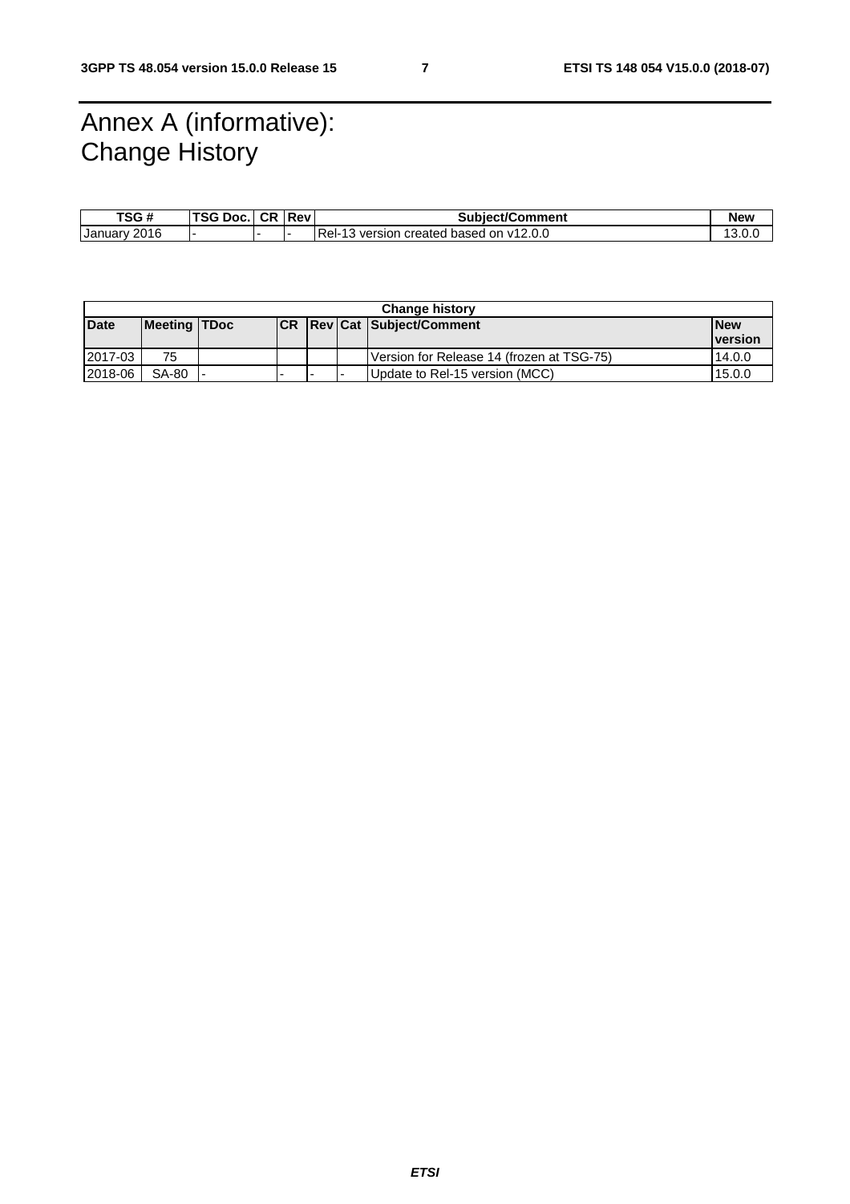# Annex A (informative): Change History

| TSG # | TSG Doc. | CR | Rev | Subject/Comment | New |
|---|---|---|---|---|---|
| January 2016 | - | - | - | Rel-13 version created based on v12.0.0 | 13.0.0 |

| Change history | | | | | | | |
|---|---|---|---|---|---|---|---|
| **Date** | **Meeting** | **TDoc** | **CR** | **Rev** | **Cat** | **Subject/Comment** | **New version** |
| 2017-03 | 75 | | | | | Version for Release 14 (frozen at TSG-75) | 14.0.0 |
| 2018-06 | SA-80 | - | - | - | - | Update to Rel-15 version (MCC) | 15.0.0 |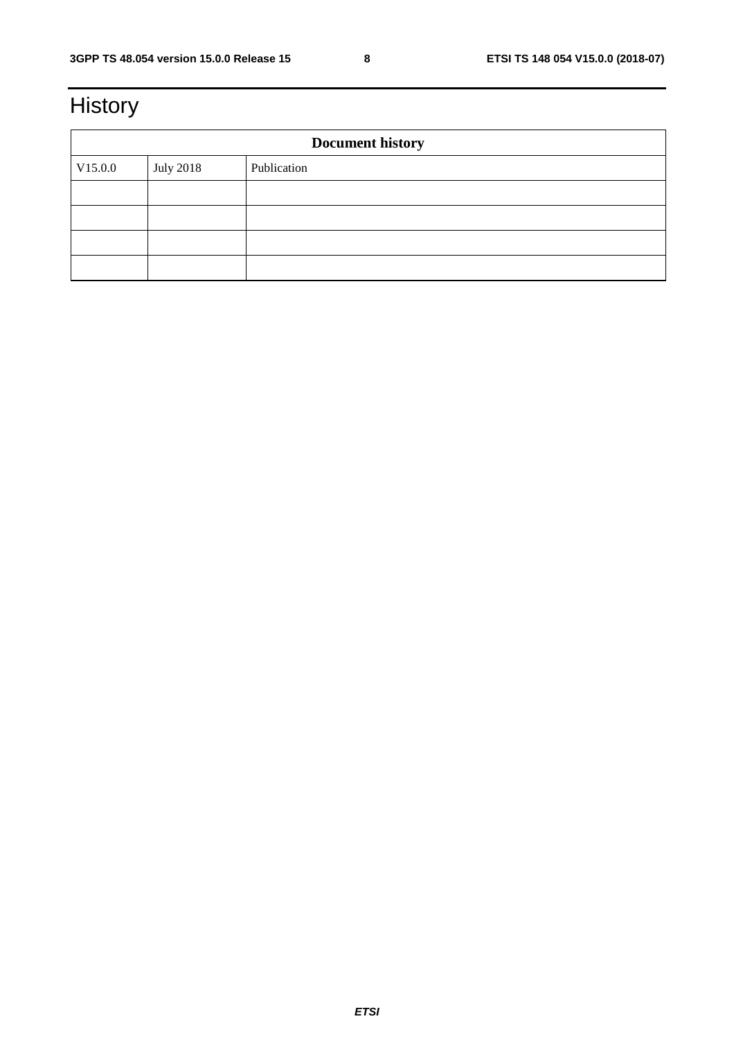# History

| Document history | | |
|---|---|---|
| V15.0.0 | July 2018 | Publication |
| | | |
| | | |
| | | |
| | | |